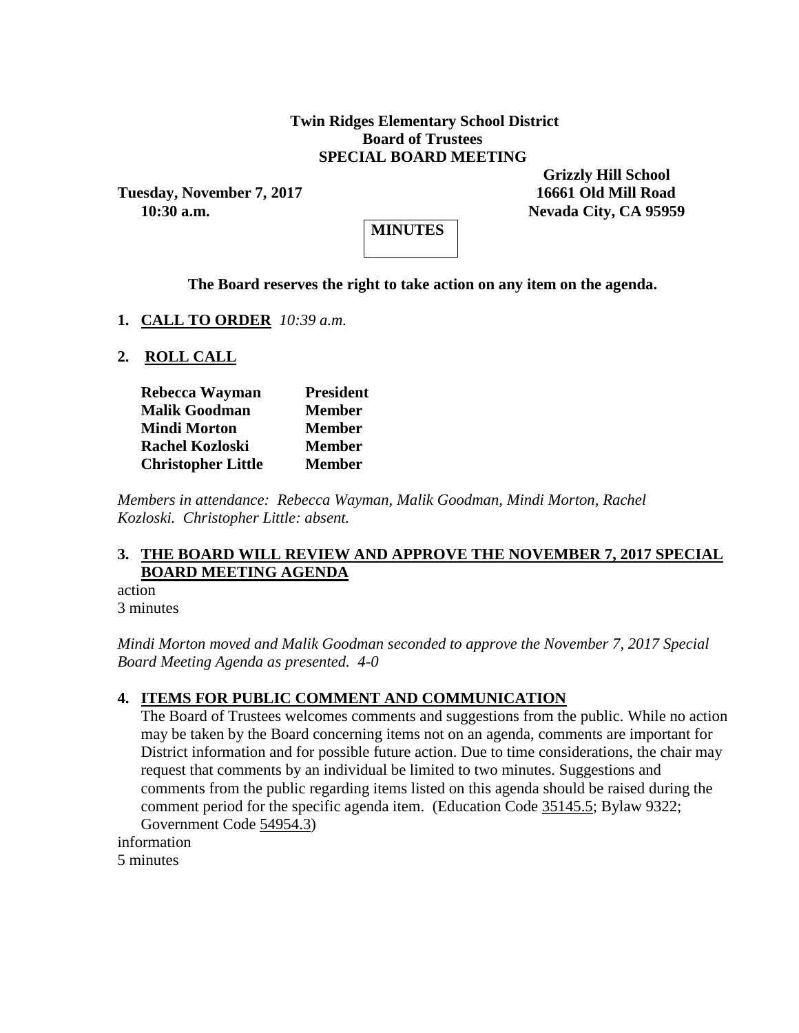**Twin Ridges Elementary School District**
**Board of Trustees**
**SPECIAL BOARD MEETING**

**Tuesday, November 7, 2017**
**10:30 a.m.**

**Grizzly Hill School**
**16661 Old Mill Road**
**Nevada City, CA 95959**

**MINUTES**

**The Board reserves the right to take action on any item on the agenda.**

1. **CALL TO ORDER** *10:39 a.m.*

2. **ROLL CALL**

| | |
|---|---|
| **Rebecca Wayman** | **President** |
| **Malik Goodman** | **Member** |
| **Mindi Morton** | **Member** |
| **Rachel Kozloski** | **Member** |
| **Christopher Little** | **Member** |

*Members in attendance: Rebecca Wayman, Malik Goodman, Mindi Morton, Rachel Kozloski. Christopher Little: absent.*

3. **THE BOARD WILL REVIEW AND APPROVE THE NOVEMBER 7, 2017 SPECIAL BOARD MEETING AGENDA**

action
3 minutes

*Mindi Morton moved and Malik Goodman seconded to approve the November 7, 2017 Special Board Meeting Agenda as presented. 4-0*

4. **ITEMS FOR PUBLIC COMMENT AND COMMUNICATION**
The Board of Trustees welcomes comments and suggestions from the public. While no action may be taken by the Board concerning items not on an agenda, comments are important for District information and for possible future action. Due to time considerations, the chair may request that comments by an individual be limited to two minutes. Suggestions and comments from the public regarding items listed on this agenda should be raised during the comment period for the specific agenda item. (Education Code 35145.5; Bylaw 9322; Government Code 54954.3)

information
5 minutes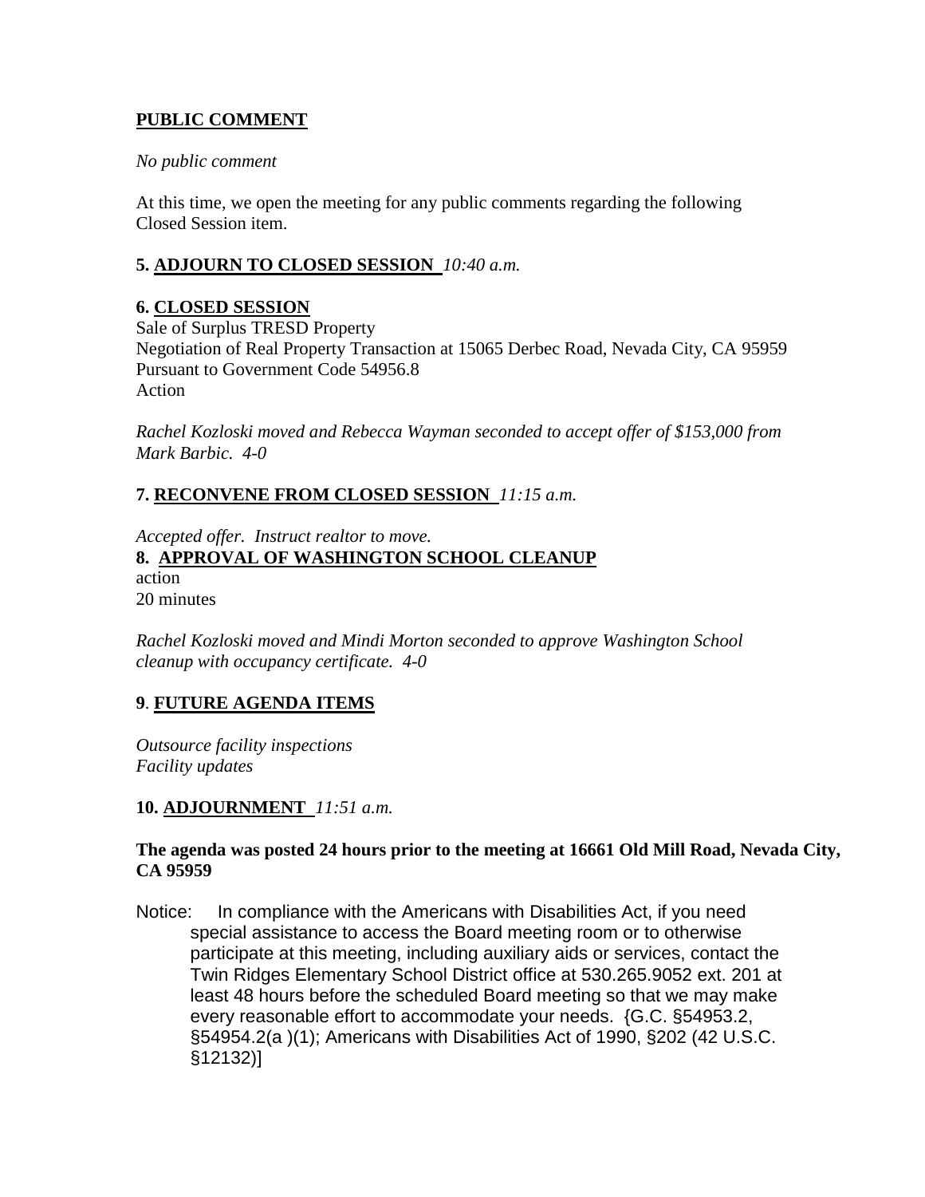**PUBLIC COMMENT**

*No public comment*

At this time, we open the meeting for any public comments regarding the following Closed Session item.

**5. ADJOURN TO CLOSED SESSION** *10:40 a.m.*

**6. CLOSED SESSION**
Sale of Surplus TRESD Property
Negotiation of Real Property Transaction at 15065 Derbec Road, Nevada City, CA 95959
Pursuant to Government Code 54956.8
Action

*Rachel Kozloski moved and Rebecca Wayman seconded to accept offer of $153,000 from Mark Barbic. 4-0*

**7. RECONVENE FROM CLOSED SESSION** *11:15 a.m.*

*Accepted offer. Instruct realtor to move.*

**8. APPROVAL OF WASHINGTON SCHOOL CLEANUP**
action
20 minutes

*Rachel Kozloski moved and Mindi Morton seconded to approve Washington School cleanup with occupancy certificate. 4-0*

**9. FUTURE AGENDA ITEMS**

*Outsource facility inspections*
*Facility updates*

**10. ADJOURNMENT** *11:51 a.m.*

**The agenda was posted 24 hours prior to the meeting at 16661 Old Mill Road, Nevada City, CA 95959**

Notice: In compliance with the Americans with Disabilities Act, if you need special assistance to access the Board meeting room or to otherwise participate at this meeting, including auxiliary aids or services, contact the Twin Ridges Elementary School District office at 530.265.9052 ext. 201 at least 48 hours before the scheduled Board meeting so that we may make every reasonable effort to accommodate your needs. {G.C. §54953.2, §54954.2(a )(1); Americans with Disabilities Act of 1990, §202 (42 U.S.C. §12132)]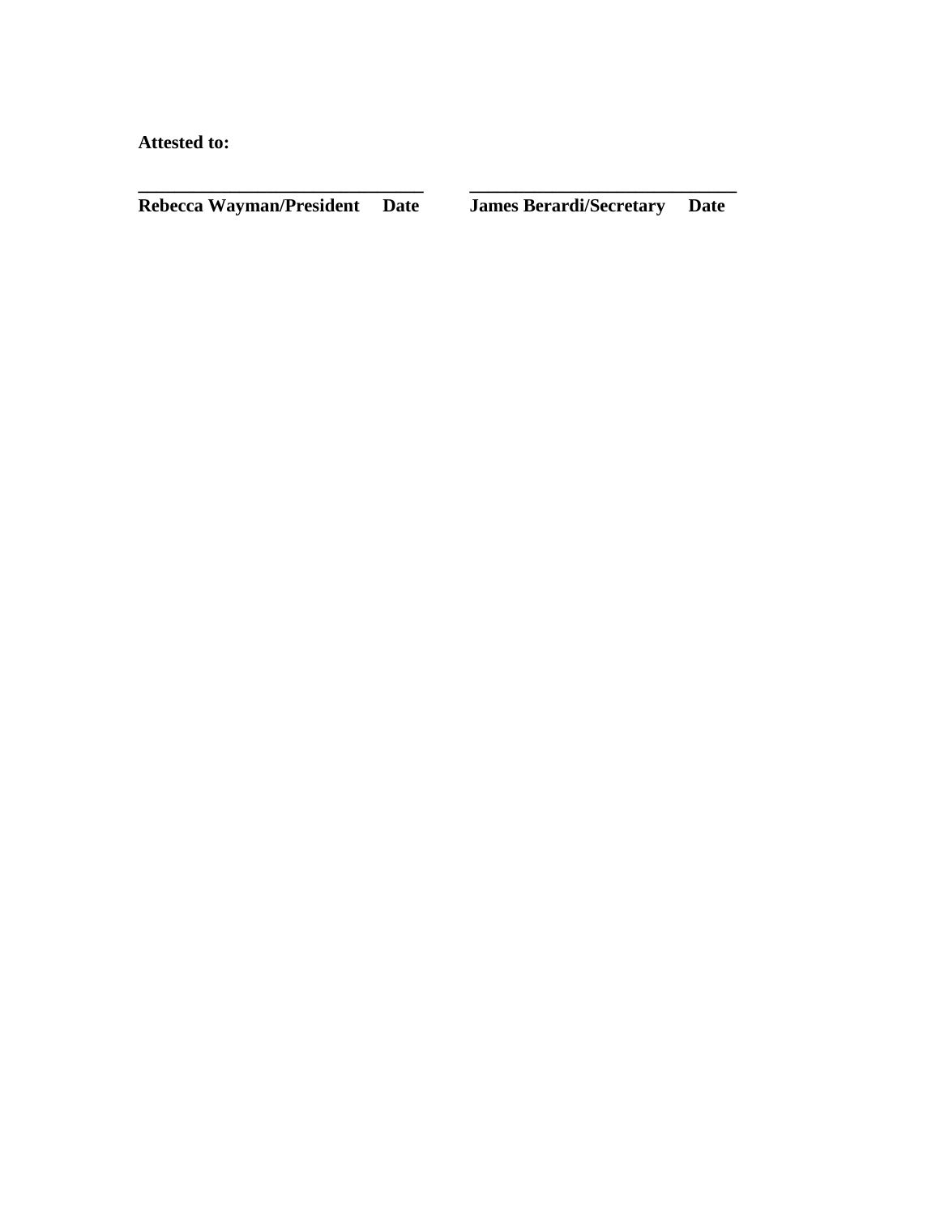**Attested to:**

_______________________________ _______________________________

**Rebecca Wayman/President Date James Berardi/Secretary Date**